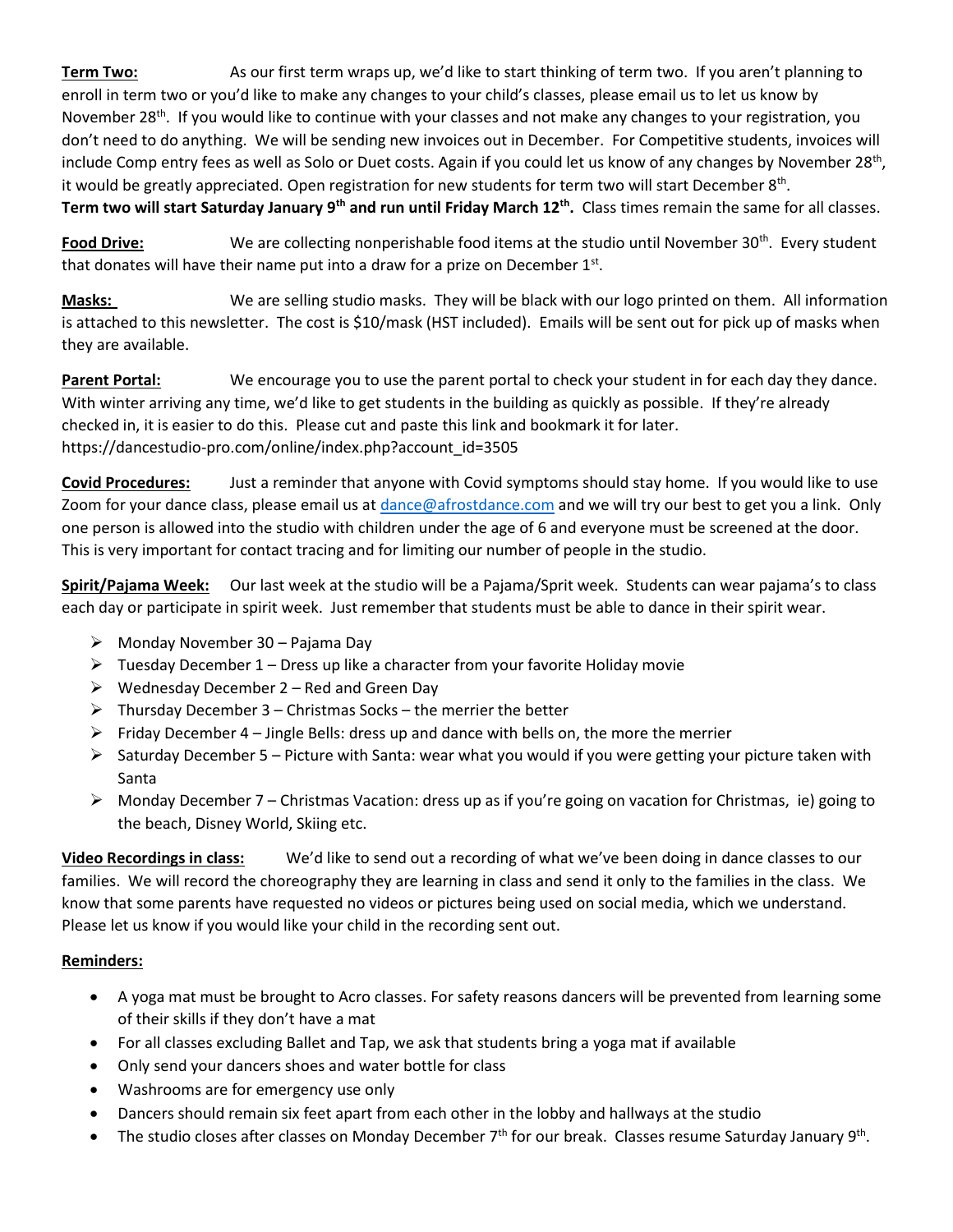**Term Two:** As our first term wraps up, we'd like to start thinking of term two. If you aren't planning to enroll in term two or you'd like to make any changes to your child's classes, please email us to let us know by November 28th. If you would like to continue with your classes and not make any changes to your registration, you don't need to do anything. We will be sending new invoices out in December. For Competitive students, invoices will include Comp entry fees as well as Solo or Duet costs. Again if you could let us know of any changes by November 28th, it would be greatly appreciated. Open registration for new students for term two will start December 8th.
**Term two will start Saturday January 9th and run until Friday March 12th.** Class times remain the same for all classes.

**Food Drive:** We are collecting nonperishable food items at the studio until November 30th. Every student that donates will have their name put into a draw for a prize on December 1st.

**Masks:** We are selling studio masks. They will be black with our logo printed on them. All information is attached to this newsletter. The cost is $10/mask (HST included). Emails will be sent out for pick up of masks when they are available.

**Parent Portal:** We encourage you to use the parent portal to check your student in for each day they dance. With winter arriving any time, we'd like to get students in the building as quickly as possible. If they're already checked in, it is easier to do this. Please cut and paste this link and bookmark it for later. https://dancestudio-pro.com/online/index.php?account_id=3505

**Covid Procedures:** Just a reminder that anyone with Covid symptoms should stay home. If you would like to use Zoom for your dance class, please email us at dance@afrostdance.com and we will try our best to get you a link. Only one person is allowed into the studio with children under the age of 6 and everyone must be screened at the door. This is very important for contact tracing and for limiting our number of people in the studio.

**Spirit/Pajama Week:** Our last week at the studio will be a Pajama/Sprit week. Students can wear pajama's to class each day or participate in spirit week. Just remember that students must be able to dance in their spirit wear.

- Monday November 30 – Pajama Day
- Tuesday December 1 – Dress up like a character from your favorite Holiday movie
- Wednesday December 2 – Red and Green Day
- Thursday December 3 – Christmas Socks – the merrier the better
- Friday December 4 – Jingle Bells: dress up and dance with bells on, the more the merrier
- Saturday December 5 – Picture with Santa: wear what you would if you were getting your picture taken with Santa
- Monday December 7 – Christmas Vacation: dress up as if you're going on vacation for Christmas, ie) going to the beach, Disney World, Skiing etc.

**Video Recordings in class:** We'd like to send out a recording of what we've been doing in dance classes to our families. We will record the choreography they are learning in class and send it only to the families in the class. We know that some parents have requested no videos or pictures being used on social media, which we understand. Please let us know if you would like your child in the recording sent out.

**Reminders:**

- A yoga mat must be brought to Acro classes. For safety reasons dancers will be prevented from learning some of their skills if they don't have a mat
- For all classes excluding Ballet and Tap, we ask that students bring a yoga mat if available
- Only send your dancers shoes and water bottle for class
- Washrooms are for emergency use only
- Dancers should remain six feet apart from each other in the lobby and hallways at the studio
- The studio closes after classes on Monday December 7th for our break. Classes resume Saturday January 9th.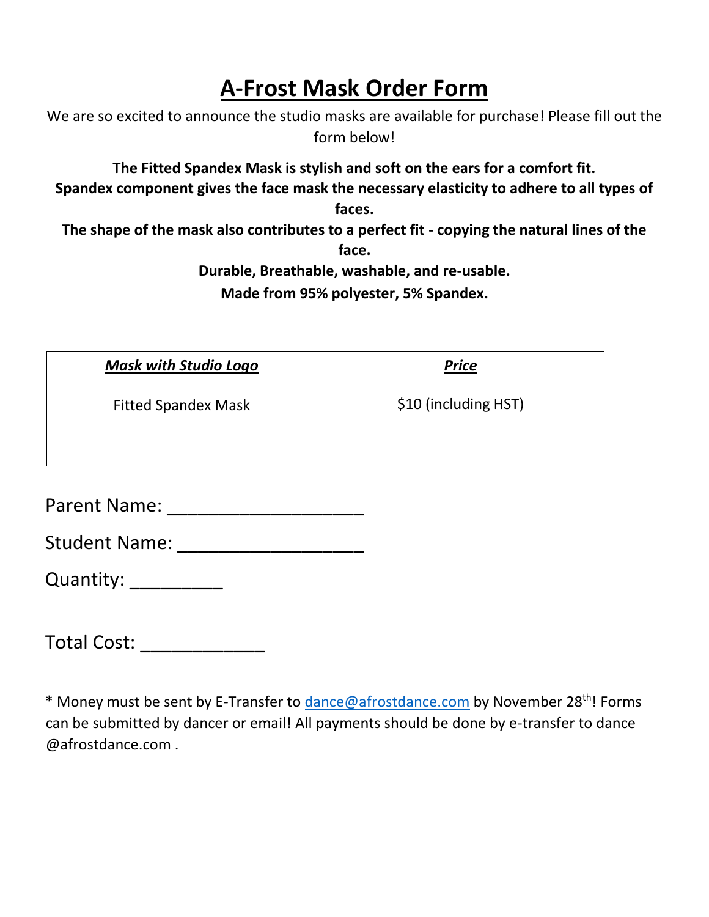# A-Frost Mask Order Form

We are so excited to announce the studio masks are available for purchase! Please fill out the form below!

**The Fitted Spandex Mask is stylish and soft on the ears for a comfort fit.**
**Spandex component gives the face mask the necessary elasticity to adhere to all types of faces.**
**The shape of the mask also contributes to a perfect fit - copying the natural lines of the face.**
**Durable, Breathable, washable, and re-usable.**
**Made from 95% polyester, 5% Spandex.**

| ***Mask with Studio Logo*** | ***Price*** |
|---|---|
| Fitted Spandex Mask | $10 (including HST) |

Parent Name: ___________________

Student Name: __________________

Quantity: _________

Total Cost: ____________

* Money must be sent by E-Transfer to dance@afrostdance.com by November 28th! Forms can be submitted by dancer or email! All payments should be done by e-transfer to dance @afrostdance.com .